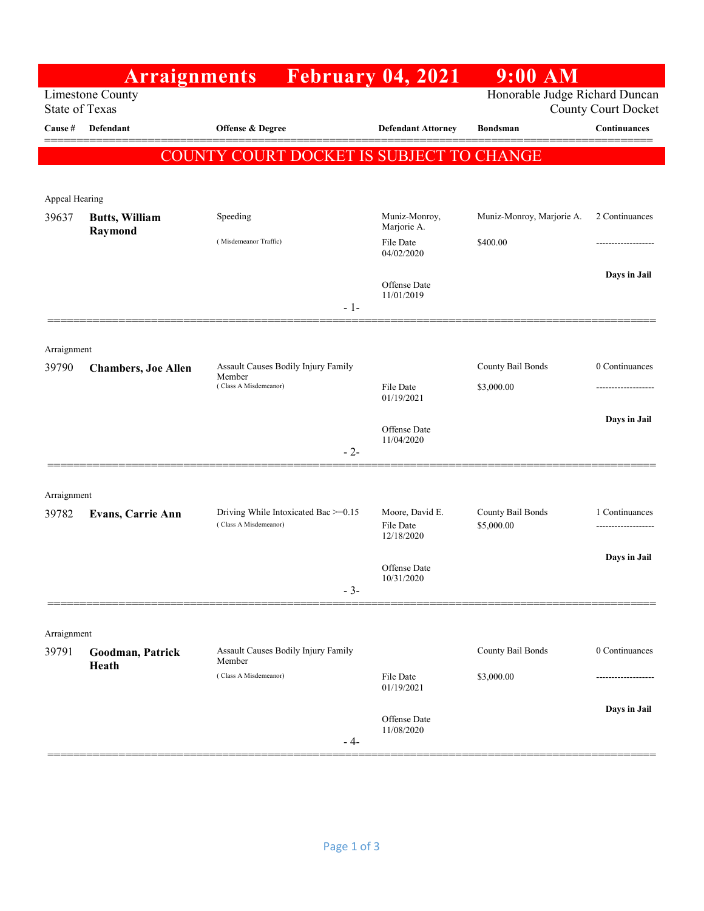# Arraignments February 04, 2021 9:00 AM

Limestone County
State of Texas

Honorable Judge Richard Duncan
County Court Docket

**COUNTY COURT DOCKET IS SUBJECT TO CHANGE**

| Cause # | Defendant | Offense & Degree | Defendant Attorney | Bondsman | Continuances |
|---|---|---|---|---|---|
| **Appeal Hearing** | | | | | |
| 39637 | **Butts, William Raymond** | Speeding (Misdemeanor Traffic) | Muniz-Monroy, Marjorie A.<br>File Date 04/02/2020<br>Offense Date 11/01/2019 | Muniz-Monroy, Marjorie A.<br>$400.00 | 2 Continuances<br>**Days in Jail** |
| **Arraignment** | | | | | |
| 39790 | **Chambers, Joe Allen** | Assault Causes Bodily Injury Family Member (Class A Misdemeanor) | File Date 01/19/2021<br>Offense Date 11/04/2020 | County Bail Bonds<br>$3,000.00 | 0 Continuances<br>**Days in Jail** |
| **Arraignment** | | | | | |
| 39782 | **Evans, Carrie Ann** | Driving While Intoxicated Bac >=0.15 (Class A Misdemeanor) | Moore, David E.<br>File Date 12/18/2020<br>Offense Date 10/31/2020 | County Bail Bonds<br>$5,000.00 | 1 Continuances<br>**Days in Jail** |
| **Arraignment** | | | | | |
| 39791 | **Goodman, Patrick Heath** | Assault Causes Bodily Injury Family Member (Class A Misdemeanor) | File Date 01/19/2021<br>Offense Date 11/08/2020 | County Bail Bonds<br>$3,000.00 | 0 Continuances<br>**Days in Jail** |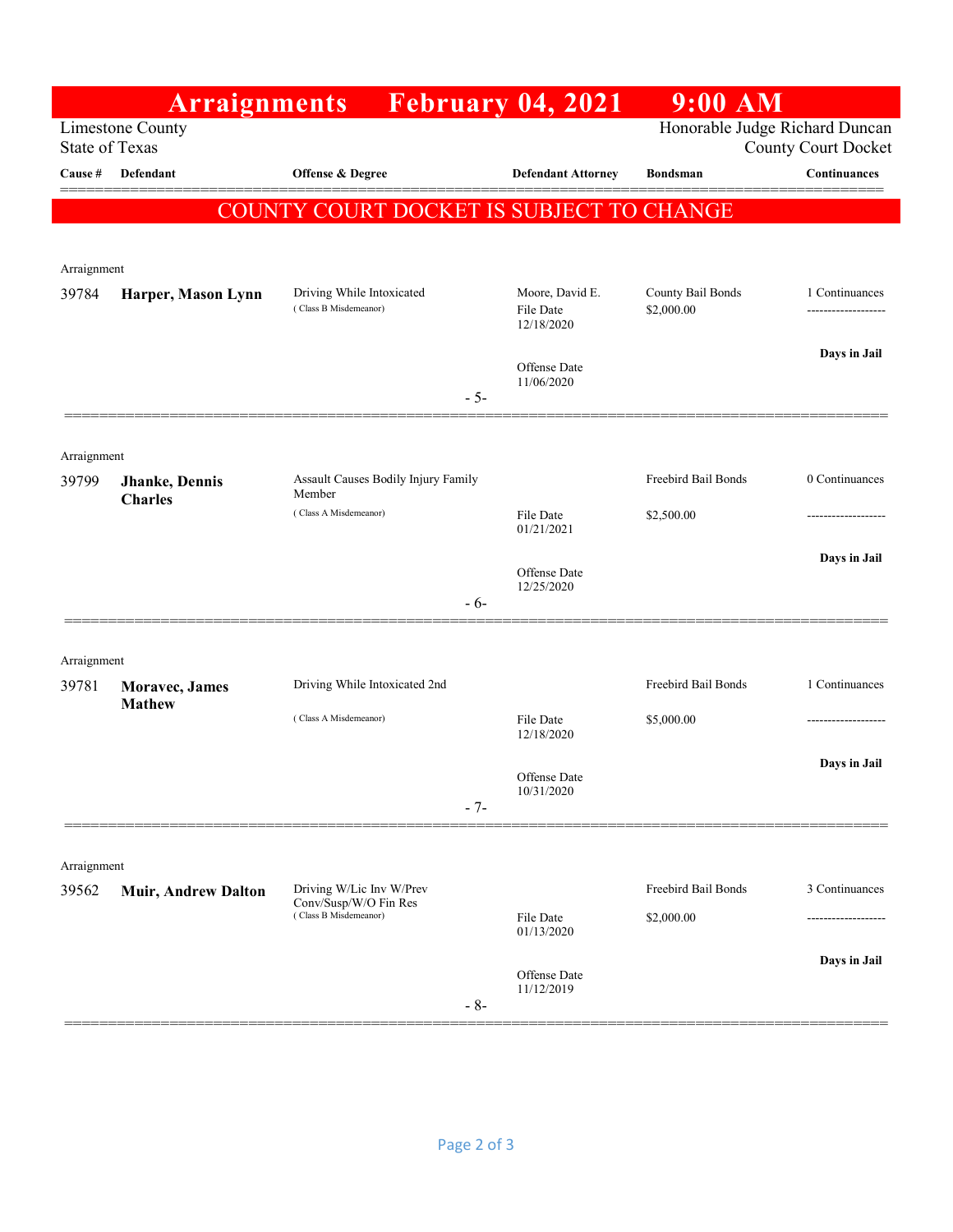# Arraignments February 04, 2021 9:00 AM

Limestone County
State of Texas

Honorable Judge Richard Duncan
County Court Docket

**COUNTY COURT DOCKET IS SUBJECT TO CHANGE**

| Cause # | Defendant | Offense & Degree | Defendant Attorney | Bondsman | Continuances |
|---|---|---|---|---|---|
| Arraignment | | | | | |
| 39784 | **Harper, Mason Lynn** | Driving While Intoxicated (Class B Misdemeanor) | Moore, David E. File Date 12/18/2020 Offense Date 11/06/2020 | County Bail Bonds $2,000.00 | 1 Continuances ------------------- **Days in Jail** |
| | | | - 5- | | |
| Arraignment | | | | | |
| 39799 | **Jhanke, Dennis Charles** | Assault Causes Bodily Injury Family Member (Class A Misdemeanor) | File Date 01/21/2021 Offense Date 12/25/2020 | Freebird Bail Bonds $2,500.00 | 0 Continuances ------------------- **Days in Jail** |
| | | | - 6- | | |
| Arraignment | | | | | |
| 39781 | **Moravec, James Mathew** | Driving While Intoxicated 2nd (Class A Misdemeanor) | File Date 12/18/2020 Offense Date 10/31/2020 | Freebird Bail Bonds $5,000.00 | 1 Continuances ------------------- **Days in Jail** |
| | | | - 7- | | |
| Arraignment | | | | | |
| 39562 | **Muir, Andrew Dalton** | Driving W/Lic Inv W/Prev Conv/Susp/W/O Fin Res (Class B Misdemeanor) | File Date 01/13/2020 Offense Date 11/12/2019 | Freebird Bail Bonds $2,000.00 | 3 Continuances ------------------- **Days in Jail** |
| | | | - 8- | | |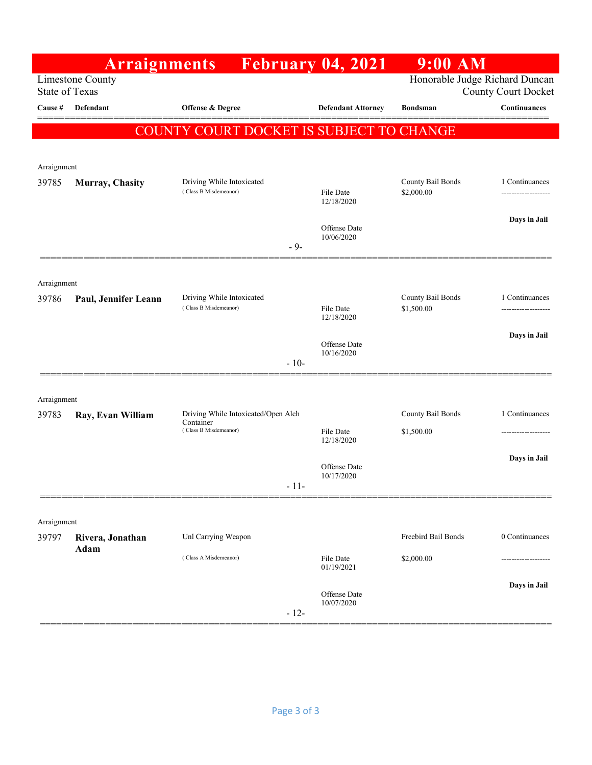# Arraignments February 04, 2021 9:00 AM

Limestone County
State of Texas

Honorable Judge Richard Duncan
County Court Docket

| Cause # | Defendant | Offense & Degree | Defendant Attorney | Bondsman | Continuances |
|---|---|---|---|---|---|

## COUNTY COURT DOCKET IS SUBJECT TO CHANGE

Arraignment

| Cause # | Defendant | Offense & Degree | Defendant Attorney | Bondsman | Continuances |
|---|---|---|---|---|---|
| 39785 | **Murray, Chasity** | Driving While Intoxicated (Class B Misdemeanor) | File Date 12/18/2020<br>Offense Date 10/06/2020 | County Bail Bonds $2,000.00 | 1 Continuances<br>Days in Jail |

- 9-

Arraignment

| Cause # | Defendant | Offense & Degree | Defendant Attorney | Bondsman | Continuances |
|---|---|---|---|---|---|
| 39786 | **Paul, Jennifer Leann** | Driving While Intoxicated (Class B Misdemeanor) | File Date 12/18/2020<br>Offense Date 10/16/2020 | County Bail Bonds $1,500.00 | 1 Continuances<br>Days in Jail |

- 10-

Arraignment

| Cause # | Defendant | Offense & Degree | Defendant Attorney | Bondsman | Continuances |
|---|---|---|---|---|---|
| 39783 | **Ray, Evan William** | Driving While Intoxicated/Open Alch Container (Class B Misdemeanor) | File Date 12/18/2020<br>Offense Date 10/17/2020 | County Bail Bonds $1,500.00 | 1 Continuances<br>Days in Jail |

- 11-

Arraignment

| Cause # | Defendant | Offense & Degree | Defendant Attorney | Bondsman | Continuances |
|---|---|---|---|---|---|
| 39797 | **Rivera, Jonathan Adam** | Unl Carrying Weapon (Class A Misdemeanor) | File Date 01/19/2021<br>Offense Date 10/07/2020 | Freebird Bail Bonds $2,000.00 | 0 Continuances<br>Days in Jail |

- 12-